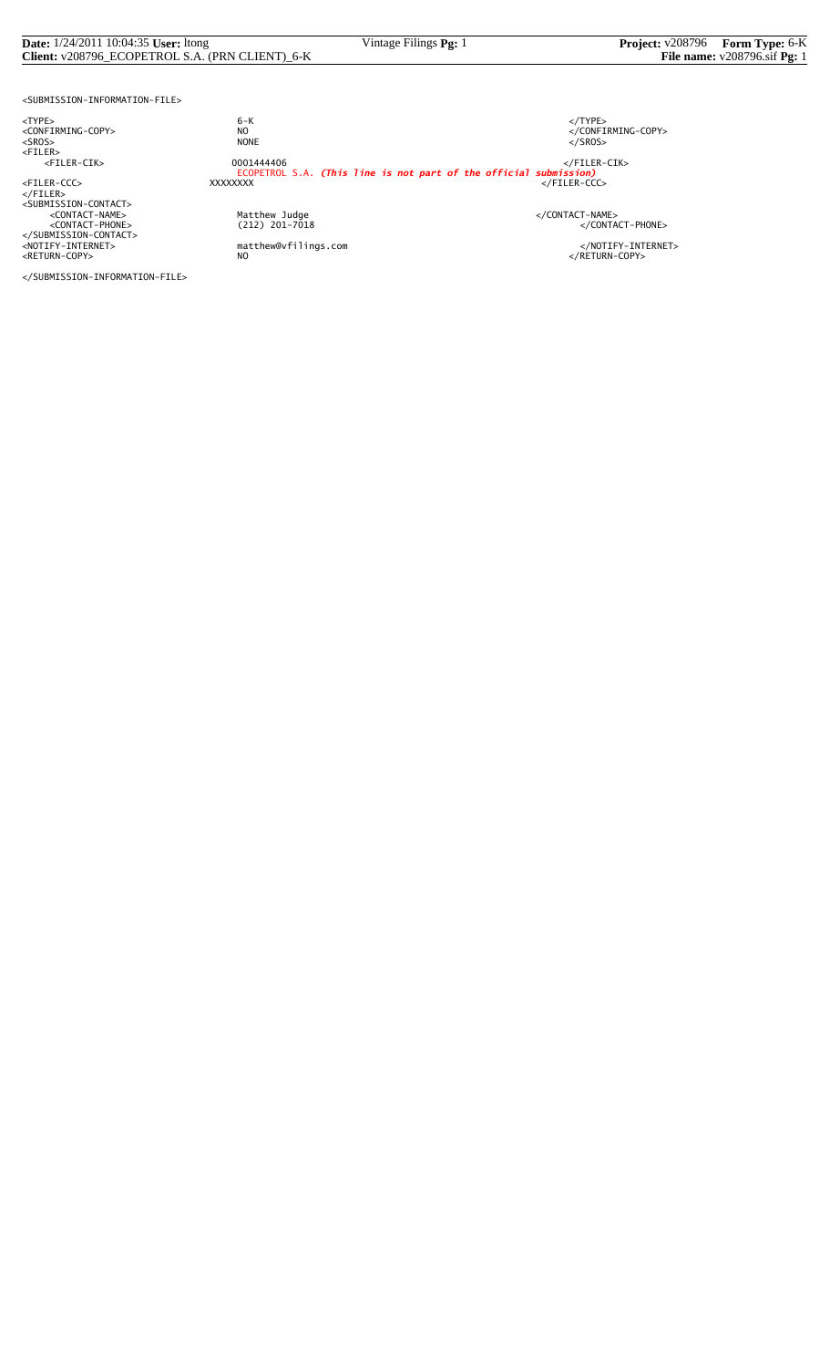```
<SUBMISSION-INFORMATION-FILE>

<TYPE>                      6-K                                         </TYPE>
<CONFIRMING-COPY>           NO                                          </CONFIRMING-COPY>
<SROS>                      NONE                                        </SROS>
<FILER>
    <FILER-CIK>             0001444406                                  </FILER-CIK>
                            ECOPETROL S.A. (This line is not part of the official submission)
<FILER-CCC>                 XXXXXXXX                                    </FILER-CCC>
</FILER>
<SUBMISSION-CONTACT>
    <CONTACT-NAME>          Matthew Judge                               </CONTACT-NAME>
    <CONTACT-PHONE>         (212) 201-7018                              </CONTACT-PHONE>
</SUBMISSION-CONTACT>
<NOTIFY-INTERNET>           matthew@vfilings.com                        </NOTIFY-INTERNET>
<RETURN-COPY>               NO                                          </RETURN-COPY>

</SUBMISSION-INFORMATION-FILE>
```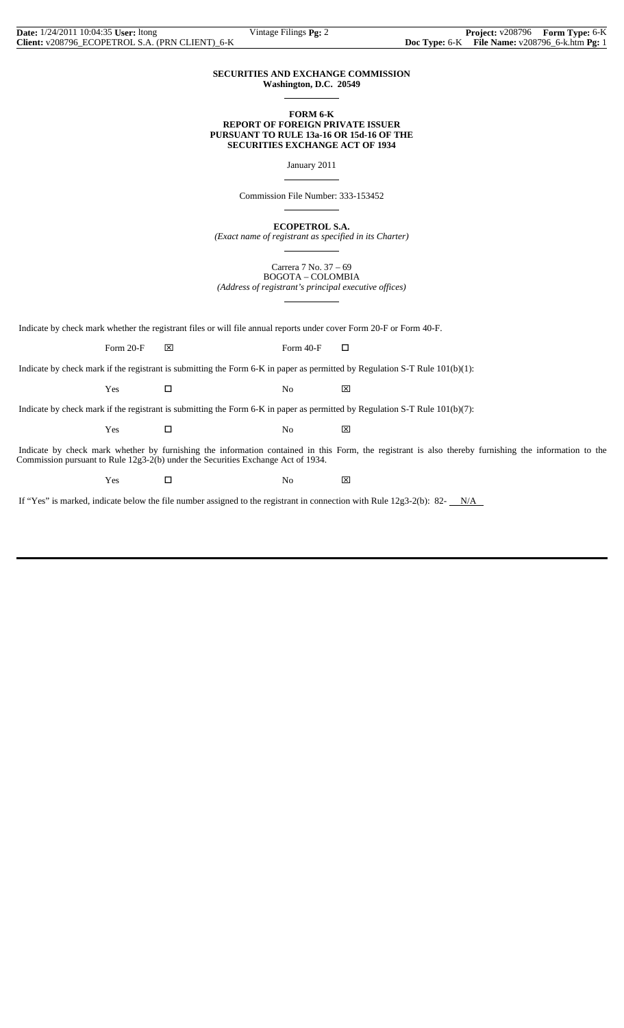**SECURITIES AND EXCHANGE COMMISSION**
**Washington, D.C. 20549**

**FORM 6-K**
**REPORT OF FOREIGN PRIVATE ISSUER**
**PURSUANT TO RULE 13a-16 OR 15d-16 OF THE**
**SECURITIES EXCHANGE ACT OF 1934**

January 2011

Commission File Number: 333-153452

**ECOPETROL S.A.**

*(Exact name of registrant as specified in its Charter)*

Carrera 7 No. 37 – 69
BOGOTA – COLOMBIA
*(Address of registrant's principal executive offices)*

Indicate by check mark whether the registrant files or will file annual reports under cover Form 20-F or Form 40-F.

Form 20-F ☒ Form 40-F ☐

Indicate by check mark if the registrant is submitting the Form 6-K in paper as permitted by Regulation S-T Rule 101(b)(1):

Yes ☐ No ☒

Indicate by check mark if the registrant is submitting the Form 6-K in paper as permitted by Regulation S-T Rule 101(b)(7):

Yes ☐ No ☒

Indicate by check mark whether by furnishing the information contained in this Form, the registrant is also thereby furnishing the information to the Commission pursuant to Rule 12g3-2(b) under the Securities Exchange Act of 1934.

Yes ☐ No ☒

If "Yes" is marked, indicate below the file number assigned to the registrant in connection with Rule 12g3-2(b): 82- N/A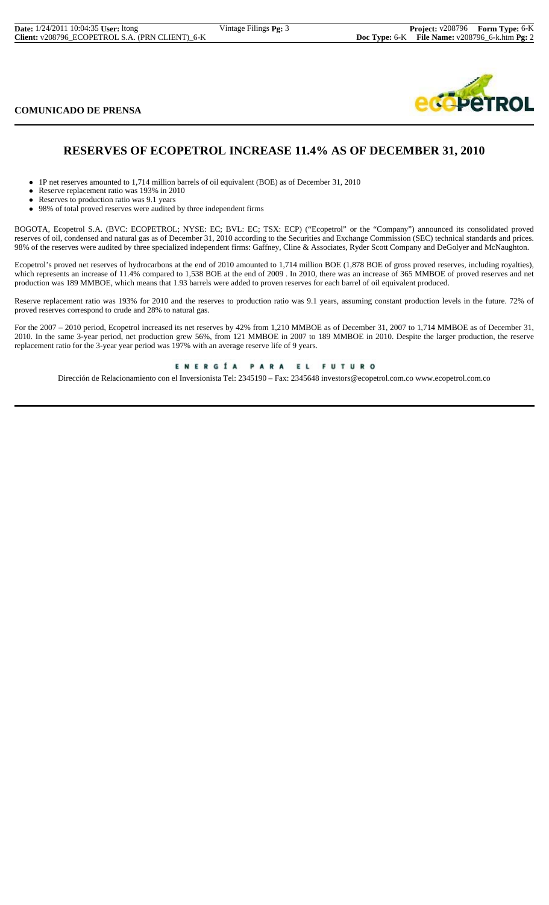**COMUNICADO DE PRENSA**

# RESERVES OF ECOPETROL INCREASE 11.4% AS OF DECEMBER 31, 2010

- 1P net reserves amounted to 1,714 million barrels of oil equivalent (BOE) as of December 31, 2010
- Reserve replacement ratio was 193% in 2010
- Reserves to production ratio was 9.1 years
- 98% of total proved reserves were audited by three independent firms

BOGOTA, Ecopetrol S.A. (BVC: ECOPETROL; NYSE: EC; BVL: EC; TSX: ECP) ("Ecopetrol" or the "Company") announced its consolidated proved reserves of oil, condensed and natural gas as of December 31, 2010 according to the Securities and Exchange Commission (SEC) technical standards and prices. 98% of the reserves were audited by three specialized independent firms: Gaffney, Cline & Associates, Ryder Scott Company and DeGolyer and McNaughton.

Ecopetrol's proved net reserves of hydrocarbons at the end of 2010 amounted to 1,714 million BOE (1,878 BOE of gross proved reserves, including royalties), which represents an increase of 11.4% compared to 1,538 BOE at the end of 2009 . In 2010, there was an increase of 365 MMBOE of proved reserves and net production was 189 MMBOE, which means that 1.93 barrels were added to proven reserves for each barrel of oil equivalent produced.

Reserve replacement ratio was 193% for 2010 and the reserves to production ratio was 9.1 years, assuming constant production levels in the future. 72% of proved reserves correspond to crude and 28% to natural gas.

For the 2007 – 2010 period, Ecopetrol increased its net reserves by 42% from 1,210 MMBOE as of December 31, 2007 to 1,714 MMBOE as of December 31, 2010. In the same 3-year period, net production grew 56%, from 121 MMBOE in 2007 to 189 MMBOE in 2010. Despite the larger production, the reserve replacement ratio for the 3-year year period was 197% with an average reserve life of 9 years.

ENERGÍA PARA EL FUTURO

Dirección de Relacionamiento con el Inversionista Tel: 2345190 – Fax: 2345648 investors@ecopetrol.com.co www.ecopetrol.com.co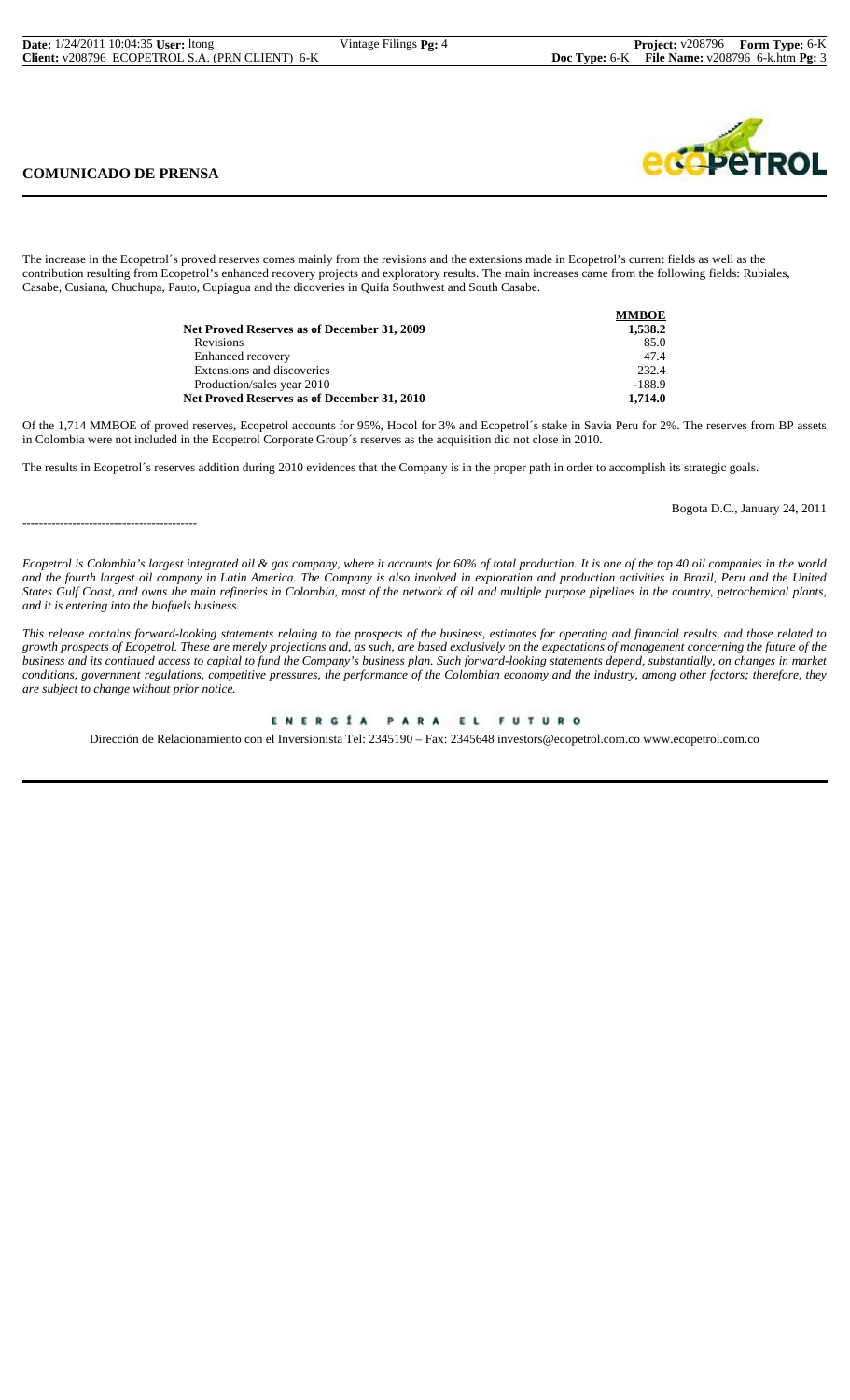**COMUNICADO DE PRENSA**

The increase in the Ecopetrol´s proved reserves comes mainly from the revisions and the extensions made in Ecopetrol's current fields as well as the contribution resulting from Ecopetrol's enhanced recovery projects and exploratory results. The main increases came from the following fields: Rubiales, Casabe, Cusiana, Chuchupa, Pauto, Cupiagua and the dicoveries in Quifa Southwest and South Casabe.

| | MMBOE |
|---|---|
| **Net Proved Reserves as of December 31, 2009** | **1,538.2** |
| Revisions | 85.0 |
| Enhanced recovery | 47.4 |
| Extensions and discoveries | 232.4 |
| Production/sales year 2010 | -188.9 |
| **Net Proved Reserves as of December 31, 2010** | **1,714.0** |

Of the 1,714 MMBOE of proved reserves, Ecopetrol accounts for 95%, Hocol for 3% and Ecopetrol´s stake in Savia Peru for 2%. The reserves from BP assets in Colombia were not included in the Ecopetrol Corporate Group´s reserves as the acquisition did not close in 2010.

The results in Ecopetrol´s reserves addition during 2010 evidences that the Company is in the proper path in order to accomplish its strategic goals.

Bogota D.C., January 24, 2011

------------------------------------------

*Ecopetrol is Colombia's largest integrated oil & gas company, where it accounts for 60% of total production. It is one of the top 40 oil companies in the world and the fourth largest oil company in Latin America. The Company is also involved in exploration and production activities in Brazil, Peru and the United States Gulf Coast, and owns the main refineries in Colombia, most of the network of oil and multiple purpose pipelines in the country, petrochemical plants, and it is entering into the biofuels business.*

*This release contains forward-looking statements relating to the prospects of the business, estimates for operating and financial results, and those related to growth prospects of Ecopetrol. These are merely projections and, as such, are based exclusively on the expectations of management concerning the future of the business and its continued access to capital to fund the Company's business plan. Such forward-looking statements depend, substantially, on changes in market conditions, government regulations, competitive pressures, the performance of the Colombian economy and the industry, among other factors; therefore, they are subject to change without prior notice.*

ENERGÍA PARA EL FUTURO

Dirección de Relacionamiento con el Inversionista Tel: 2345190 – Fax: 2345648 investors@ecopetrol.com.co www.ecopetrol.com.co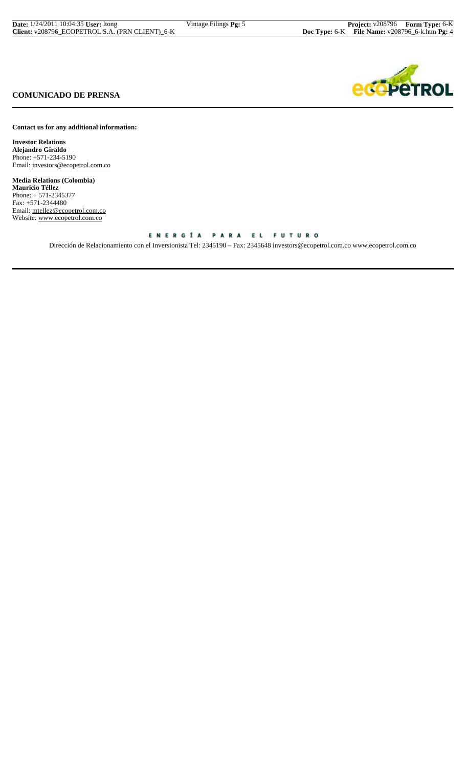**COMUNICADO DE PRENSA**

**Contact us for any additional information:**

**Investor Relations**
**Alejandro Giraldo**
Phone: +571-234-5190
Email: investors@ecopetrol.com.co

**Media Relations (Colombia)**
**Mauricio Téllez**
Phone: + 571-2345377
Fax: +571-2344480
Email: mtellez@ecopetrol.com.co
Website: www.ecopetrol.com.co

ENERGÍA PARA EL FUTURO

Dirección de Relacionamiento con el Inversionista Tel: 2345190 – Fax: 2345648 investors@ecopetrol.com.co www.ecopetrol.com.co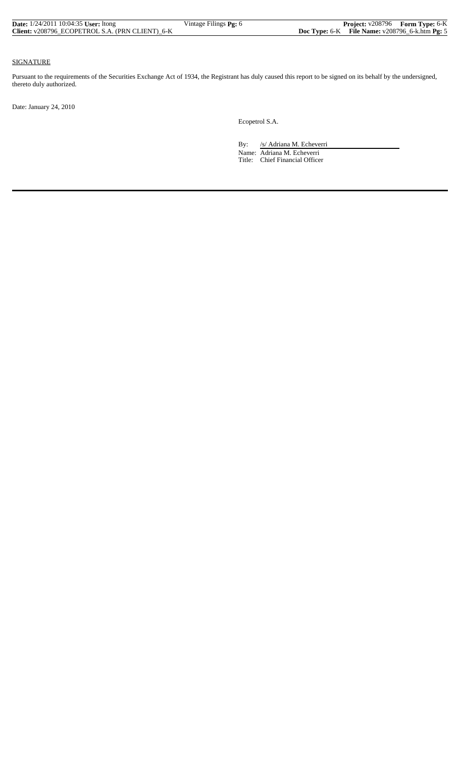SIGNATURE

Pursuant to the requirements of the Securities Exchange Act of 1934, the Registrant has duly caused this report to be signed on its behalf by the undersigned, thereto duly authorized.

Date: January 24, 2010

Ecopetrol S.A.

By: /s/ Adriana M. Echeverri

Name: Adriana M. Echeverri

Title: Chief Financial Officer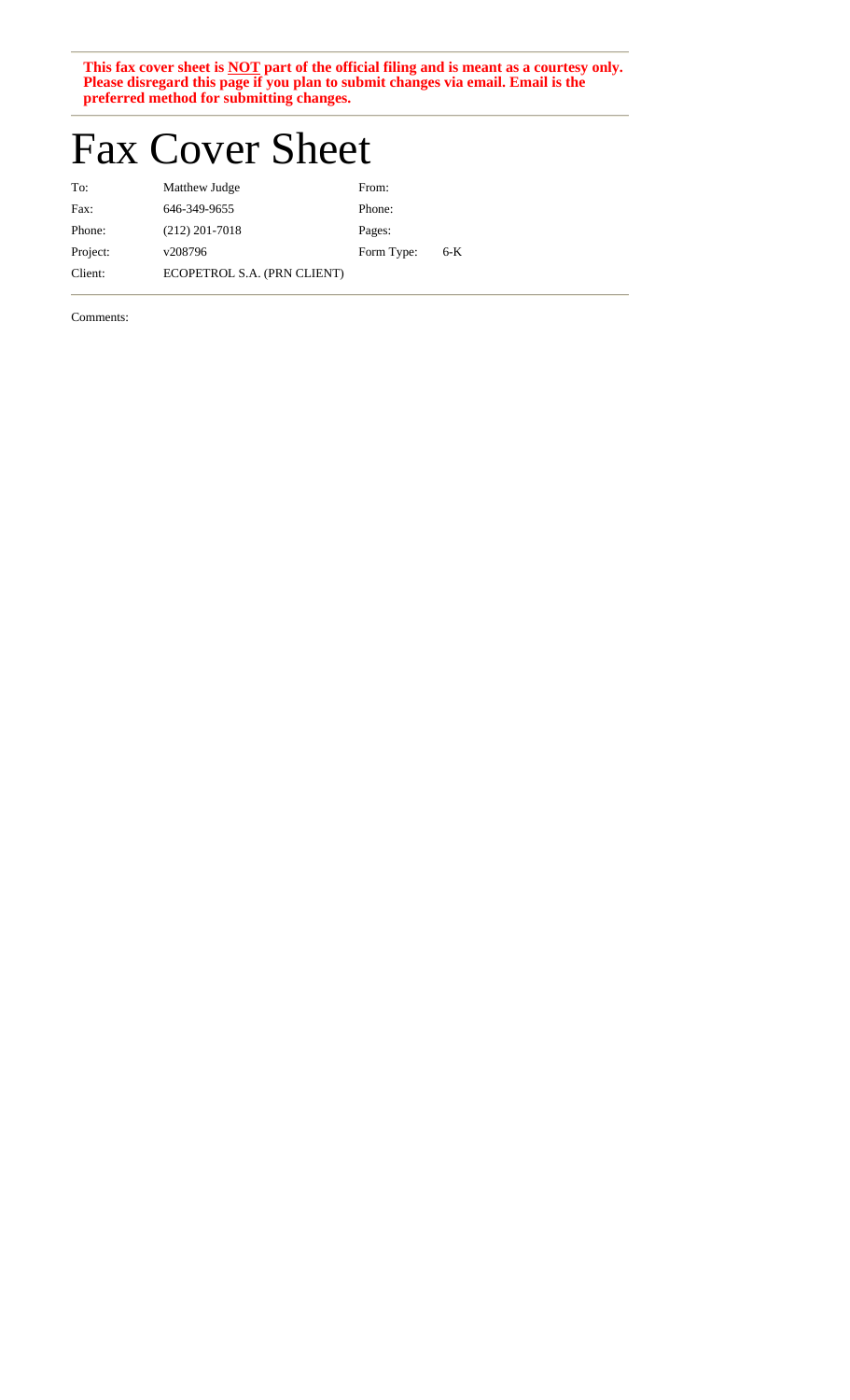**This fax cover sheet is NOT part of the official filing and is meant as a courtesy only. Please disregard this page if you plan to submit changes via email. Email is the preferred method for submitting changes.**

# Fax Cover Sheet

| | | | |
|---|---|---|---|
| To: | Matthew Judge | From: | |
| Fax: | 646-349-9655 | Phone: | |
| Phone: | (212) 201-7018 | Pages: | |
| Project: | v208796 | Form Type: | 6-K |
| Client: | ECOPETROL S.A. (PRN CLIENT) | | |

Comments: